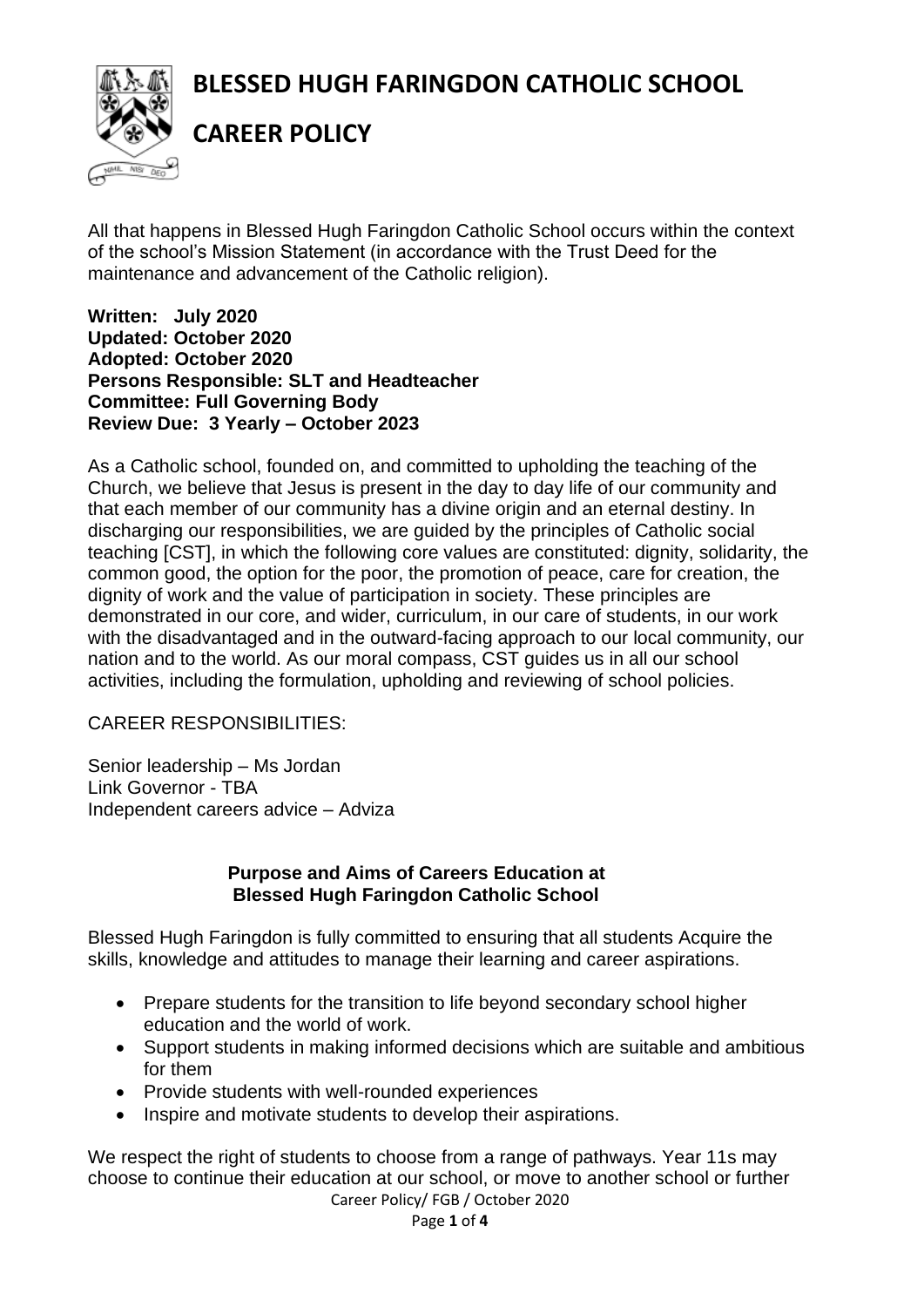# BLESSED HUGH FARINGDON CATHOLIC SCHOOL

# CAREER POLICY

All that happens in Blessed Hugh Faringdon Catholic School occurs within the context of the school's Mission Statement (in accordance with the Trust Deed for the maintenance and advancement of the Catholic religion).

**Written: July 2020**
**Updated: October 2020**
**Adopted: October 2020**
**Persons Responsible: SLT and Headteacher**
**Committee: Full Governing Body**
**Review Due: 3 Yearly – October 2023**

As a Catholic school, founded on, and committed to upholding the teaching of the Church, we believe that Jesus is present in the day to day life of our community and that each member of our community has a divine origin and an eternal destiny. In discharging our responsibilities, we are guided by the principles of Catholic social teaching [CST], in which the following core values are constituted: dignity, solidarity, the common good, the option for the poor, the promotion of peace, care for creation, the dignity of work and the value of participation in society. These principles are demonstrated in our core, and wider, curriculum, in our care of students, in our work with the disadvantaged and in the outward-facing approach to our local community, our nation and to the world. As our moral compass, CST guides us in all our school activities, including the formulation, upholding and reviewing of school policies.

CAREER RESPONSIBILITIES:

Senior leadership – Ms Jordan
Link Governor - TBA
Independent careers advice – Adviza

### Purpose and Aims of Careers Education at Blessed Hugh Faringdon Catholic School

Blessed Hugh Faringdon is fully committed to ensuring that all students Acquire the skills, knowledge and attitudes to manage their learning and career aspirations.

- Prepare students for the transition to life beyond secondary school higher education and the world of work.
- Support students in making informed decisions which are suitable and ambitious for them
- Provide students with well-rounded experiences
- Inspire and motivate students to develop their aspirations.

We respect the right of students to choose from a range of pathways. Year 11s may choose to continue their education at our school, or move to another school or further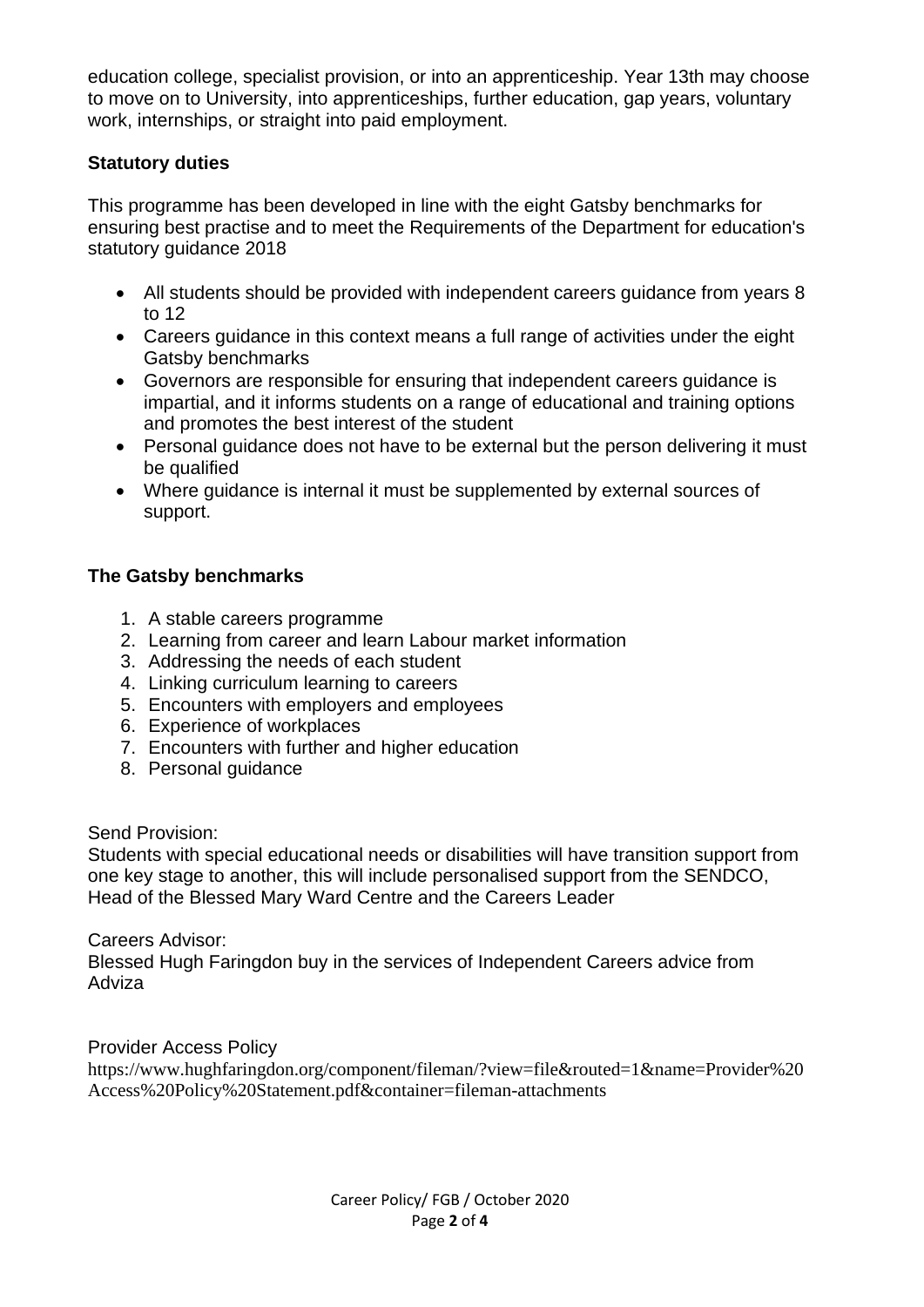education college, specialist provision, or into an apprenticeship. Year 13th may choose to move on to University, into apprenticeships, further education, gap years, voluntary work, internships, or straight into paid employment.

## Statutory duties

This programme has been developed in line with the eight Gatsby benchmarks for ensuring best practise and to meet the Requirements of the Department for education's statutory guidance 2018

- All students should be provided with independent careers guidance from years 8 to 12
- Careers guidance in this context means a full range of activities under the eight Gatsby benchmarks
- Governors are responsible for ensuring that independent careers guidance is impartial, and it informs students on a range of educational and training options and promotes the best interest of the student
- Personal guidance does not have to be external but the person delivering it must be qualified
- Where guidance is internal it must be supplemented by external sources of support.

## The Gatsby benchmarks

1. A stable careers programme
2. Learning from career and learn Labour market information
3. Addressing the needs of each student
4. Linking curriculum learning to careers
5. Encounters with employers and employees
6. Experience of workplaces
7. Encounters with further and higher education
8. Personal guidance

Send Provision:
Students with special educational needs or disabilities will have transition support from one key stage to another, this will include personalised support from the SENDCO, Head of the Blessed Mary Ward Centre and the Careers Leader

Careers Advisor:
Blessed Hugh Faringdon buy in the services of Independent Careers advice from Adviza

Provider Access Policy
https://www.hughfaringdon.org/component/fileman/?view=file&routed=1&name=Provider%20Access%20Policy%20Statement.pdf&container=fileman-attachments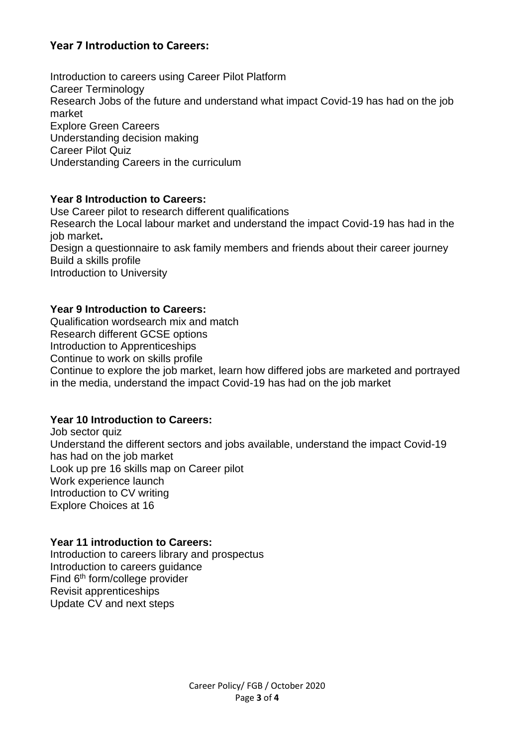## Year 7 Introduction to Careers:

Introduction to careers using Career Pilot Platform
Career Terminology
Research Jobs of the future and understand what impact Covid-19 has had on the job market
Explore Green Careers
Understanding decision making
Career Pilot Quiz
Understanding Careers in the curriculum

## Year 8 Introduction to Careers:

Use Career pilot to research different qualifications
Research the Local labour market and understand the impact Covid-19 has had in the job market**.**
Design a questionnaire to ask family members and friends about their career journey
Build a skills profile
Introduction to University

## Year 9 Introduction to Careers:

Qualification wordsearch mix and match
Research different GCSE options
Introduction to Apprenticeships
Continue to work on skills profile
Continue to explore the job market, learn how differed jobs are marketed and portrayed in the media, understand the impact Covid-19 has had on the job market

## Year 10 Introduction to Careers:

Job sector quiz
Understand the different sectors and jobs available, understand the impact Covid-19 has had on the job market
Look up pre 16 skills map on Career pilot
Work experience launch
Introduction to CV writing
Explore Choices at 16

## Year 11 introduction to Careers:

Introduction to careers library and prospectus
Introduction to careers guidance
Find 6th form/college provider
Revisit apprenticeships
Update CV and next steps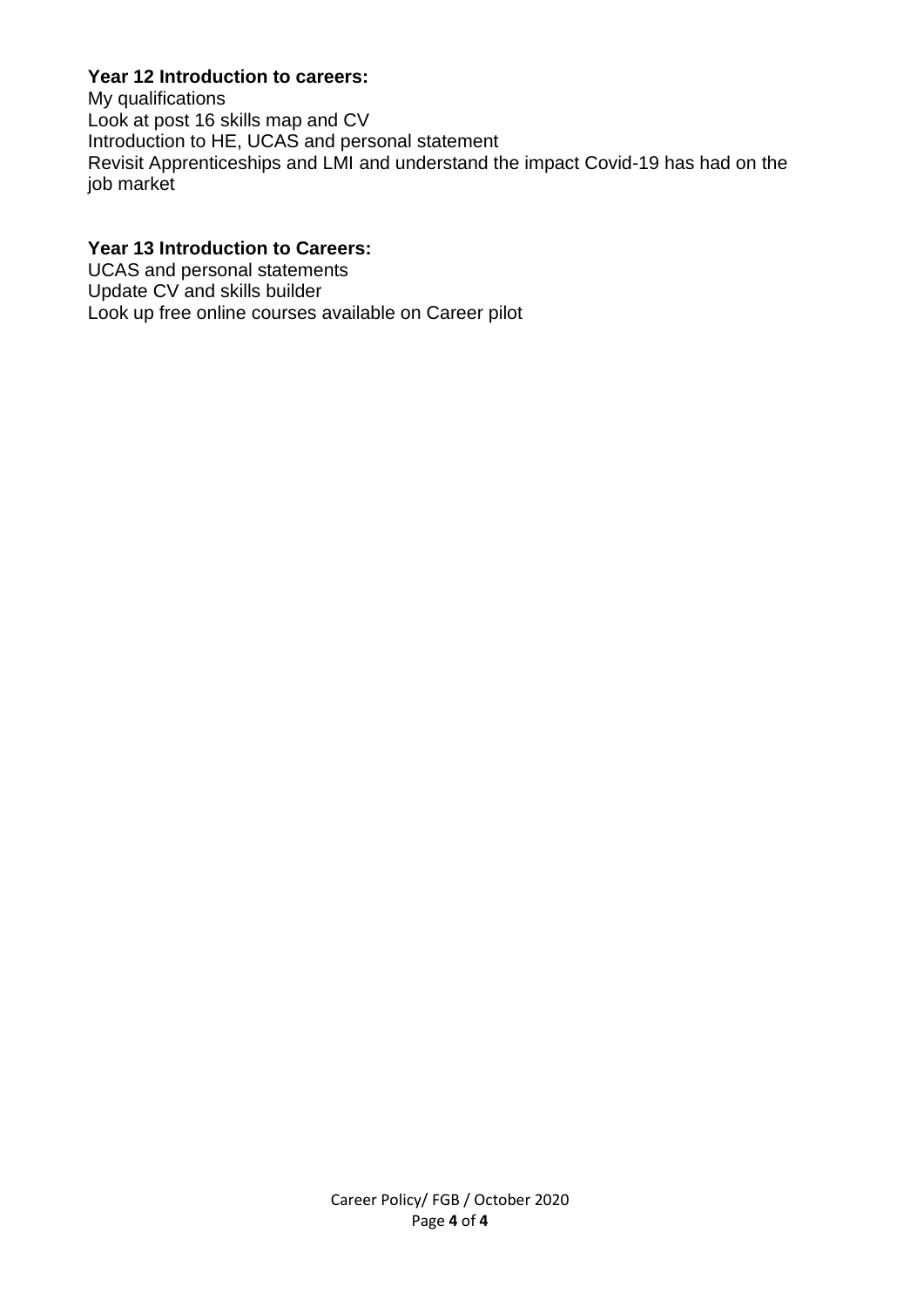**Year 12 Introduction to careers:**
My qualifications
Look at post 16 skills map and CV
Introduction to HE, UCAS and personal statement
Revisit Apprenticeships and LMI and understand the impact Covid-19 has had on the job market

**Year 13 Introduction to Careers:**
UCAS and personal statements
Update CV and skills builder
Look up free online courses available on Career pilot